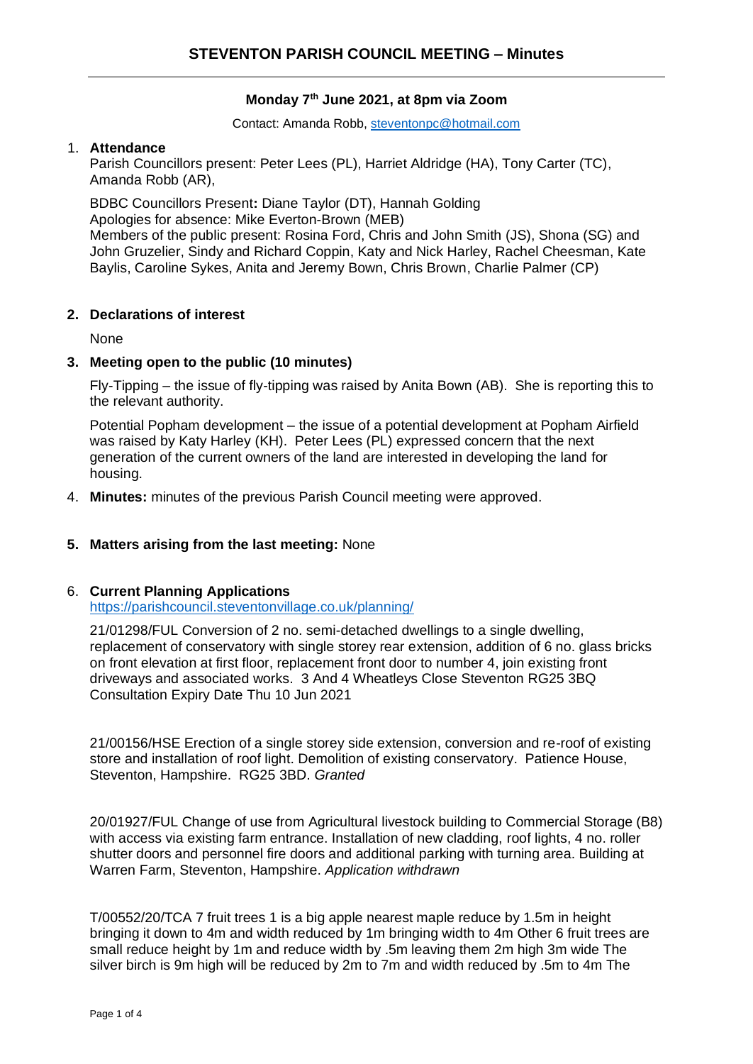# STEVENTON PARISH COUNCIL MEETING – Minutes

**Monday 7th June 2021, at 8pm via Zoom**

Contact: Amanda Robb, steventonpc@hotmail.com

1. **Attendance**

   Parish Councillors present: Peter Lees (PL), Harriet Aldridge (HA), Tony Carter (TC), Amanda Robb (AR),

   BDBC Councillors Present**:** Diane Taylor (DT), Hannah Golding
   Apologies for absence: Mike Everton-Brown (MEB)
   Members of the public present: Rosina Ford, Chris and John Smith (JS), Shona (SG) and John Gruzelier, Sindy and Richard Coppin, Katy and Nick Harley, Rachel Cheesman, Kate Baylis, Caroline Sykes, Anita and Jeremy Bown, Chris Brown, Charlie Palmer (CP)

2. **Declarations of interest**

   None

3. **Meeting open to the public (10 minutes)**

   Fly-Tipping – the issue of fly-tipping was raised by Anita Bown (AB). She is reporting this to the relevant authority.

   Potential Popham development – the issue of a potential development at Popham Airfield was raised by Katy Harley (KH). Peter Lees (PL) expressed concern that the next generation of the current owners of the land are interested in developing the land for housing.

4. **Minutes:** minutes of the previous Parish Council meeting were approved.

5. **Matters arising from the last meeting:** None

6. **Current Planning Applications**
   https://parishcouncil.steventonvillage.co.uk/planning/

   21/01298/FUL Conversion of 2 no. semi-detached dwellings to a single dwelling, replacement of conservatory with single storey rear extension, addition of 6 no. glass bricks on front elevation at first floor, replacement front door to number 4, join existing front driveways and associated works. 3 And 4 Wheatleys Close Steventon RG25 3BQ Consultation Expiry Date Thu 10 Jun 2021

   21/00156/HSE Erection of a single storey side extension, conversion and re-roof of existing store and installation of roof light. Demolition of existing conservatory. Patience House, Steventon, Hampshire. RG25 3BD. *Granted*

   20/01927/FUL Change of use from Agricultural livestock building to Commercial Storage (B8) with access via existing farm entrance. Installation of new cladding, roof lights, 4 no. roller shutter doors and personnel fire doors and additional parking with turning area. Building at Warren Farm, Steventon, Hampshire. *Application withdrawn*

   T/00552/20/TCA 7 fruit trees 1 is a big apple nearest maple reduce by 1.5m in height bringing it down to 4m and width reduced by 1m bringing width to 4m Other 6 fruit trees are small reduce height by 1m and reduce width by .5m leaving them 2m high 3m wide The silver birch is 9m high will be reduced by 2m to 7m and width reduced by .5m to 4m The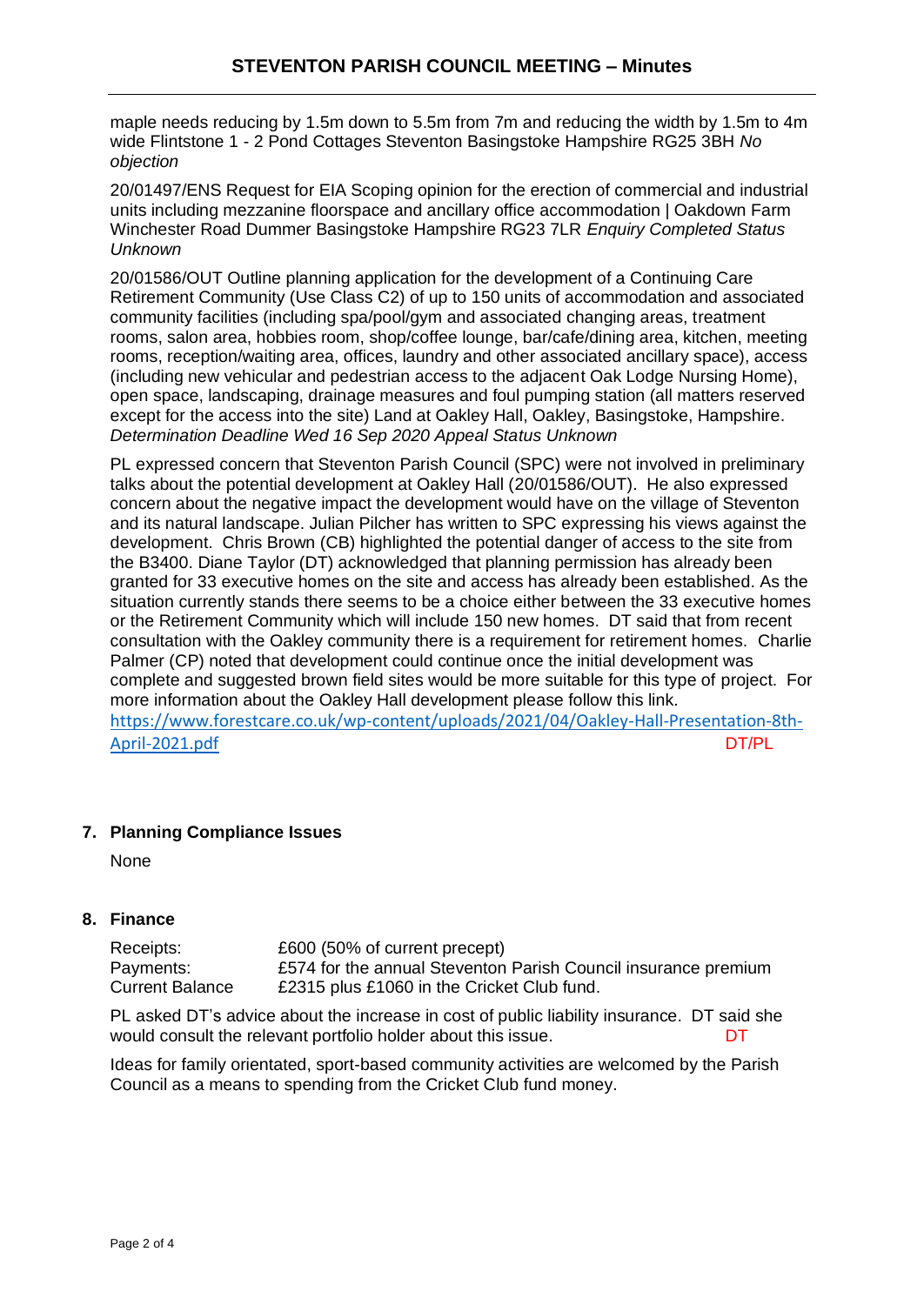maple needs reducing by 1.5m down to 5.5m from 7m and reducing the width by 1.5m to 4m wide Flintstone 1 - 2 Pond Cottages Steventon Basingstoke Hampshire RG25 3BH *No objection*

20/01497/ENS Request for EIA Scoping opinion for the erection of commercial and industrial units including mezzanine floorspace and ancillary office accommodation | Oakdown Farm Winchester Road Dummer Basingstoke Hampshire RG23 7LR *Enquiry Completed Status Unknown*

20/01586/OUT Outline planning application for the development of a Continuing Care Retirement Community (Use Class C2) of up to 150 units of accommodation and associated community facilities (including spa/pool/gym and associated changing areas, treatment rooms, salon area, hobbies room, shop/coffee lounge, bar/cafe/dining area, kitchen, meeting rooms, reception/waiting area, offices, laundry and other associated ancillary space), access (including new vehicular and pedestrian access to the adjacent Oak Lodge Nursing Home), open space, landscaping, drainage measures and foul pumping station (all matters reserved except for the access into the site) Land at Oakley Hall, Oakley, Basingstoke, Hampshire. *Determination Deadline Wed 16 Sep 2020 Appeal Status Unknown*

PL expressed concern that Steventon Parish Council (SPC) were not involved in preliminary talks about the potential development at Oakley Hall (20/01586/OUT). He also expressed concern about the negative impact the development would have on the village of Steventon and its natural landscape. Julian Pilcher has written to SPC expressing his views against the development. Chris Brown (CB) highlighted the potential danger of access to the site from the B3400. Diane Taylor (DT) acknowledged that planning permission has already been granted for 33 executive homes on the site and access has already been established. As the situation currently stands there seems to be a choice either between the 33 executive homes or the Retirement Community which will include 150 new homes. DT said that from recent consultation with the Oakley community there is a requirement for retirement homes. Charlie Palmer (CP) noted that development could continue once the initial development was complete and suggested brown field sites would be more suitable for this type of project. For more information about the Oakley Hall development please follow this link. https://www.forestcare.co.uk/wp-content/uploads/2021/04/Oakley-Hall-Presentation-8th-April-2021.pdf DT/PL

## 7. Planning Compliance Issues

None

## 8. Finance

| | |
|---|---|
| Receipts: | £600 (50% of current precept) |
| Payments: | £574 for the annual Steventon Parish Council insurance premium |
| Current Balance | £2315 plus £1060 in the Cricket Club fund. |

PL asked DT's advice about the increase in cost of public liability insurance. DT said she would consult the relevant portfolio holder about this issue. DT

Ideas for family orientated, sport-based community activities are welcomed by the Parish Council as a means to spending from the Cricket Club fund money.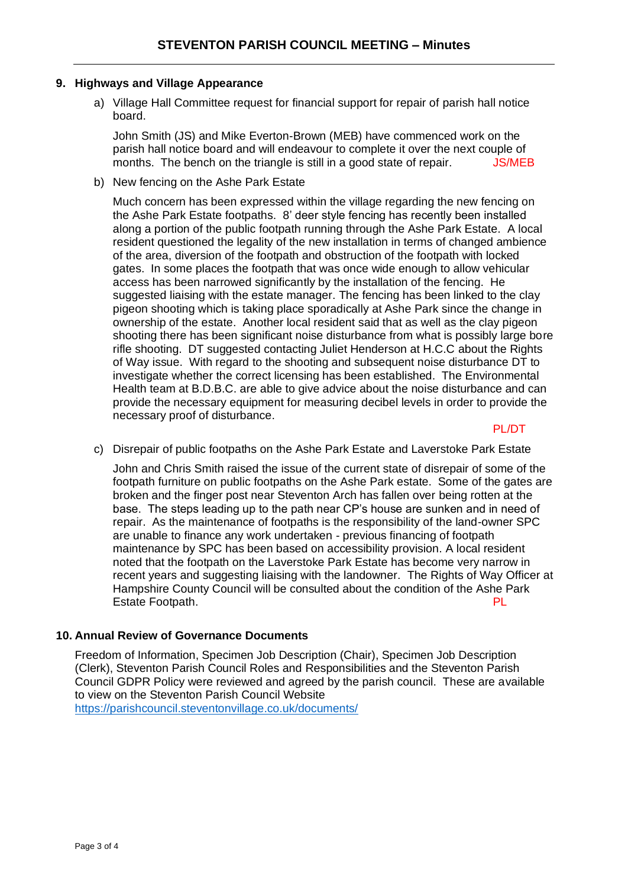# STEVENTON PARISH COUNCIL MEETING – Minutes

## 9. Highways and Village Appearance

a) Village Hall Committee request for financial support for repair of parish hall notice board.

John Smith (JS) and Mike Everton-Brown (MEB) have commenced work on the parish hall notice board and will endeavour to complete it over the next couple of months. The bench on the triangle is still in a good state of repair. JS/MEB

b) New fencing on the Ashe Park Estate

Much concern has been expressed within the village regarding the new fencing on the Ashe Park Estate footpaths. 8' deer style fencing has recently been installed along a portion of the public footpath running through the Ashe Park Estate. A local resident questioned the legality of the new installation in terms of changed ambience of the area, diversion of the footpath and obstruction of the footpath with locked gates. In some places the footpath that was once wide enough to allow vehicular access has been narrowed significantly by the installation of the fencing. He suggested liaising with the estate manager. The fencing has been linked to the clay pigeon shooting which is taking place sporadically at Ashe Park since the change in ownership of the estate. Another local resident said that as well as the clay pigeon shooting there has been significant noise disturbance from what is possibly large bore rifle shooting. DT suggested contacting Juliet Henderson at H.C.C about the Rights of Way issue. With regard to the shooting and subsequent noise disturbance DT to investigate whether the correct licensing has been established. The Environmental Health team at B.D.B.C. are able to give advice about the noise disturbance and can provide the necessary equipment for measuring decibel levels in order to provide the necessary proof of disturbance.

PL/DT

c) Disrepair of public footpaths on the Ashe Park Estate and Laverstoke Park Estate

John and Chris Smith raised the issue of the current state of disrepair of some of the footpath furniture on public footpaths on the Ashe Park estate. Some of the gates are broken and the finger post near Steventon Arch has fallen over being rotten at the base. The steps leading up to the path near CP's house are sunken and in need of repair. As the maintenance of footpaths is the responsibility of the land-owner SPC are unable to finance any work undertaken - previous financing of footpath maintenance by SPC has been based on accessibility provision. A local resident noted that the footpath on the Laverstoke Park Estate has become very narrow in recent years and suggesting liaising with the landowner. The Rights of Way Officer at Hampshire County Council will be consulted about the condition of the Ashe Park Estate Footpath. PL

## 10. Annual Review of Governance Documents

Freedom of Information, Specimen Job Description (Chair), Specimen Job Description (Clerk), Steventon Parish Council Roles and Responsibilities and the Steventon Parish Council GDPR Policy were reviewed and agreed by the parish council. These are available to view on the Steventon Parish Council Website
https://parishcouncil.steventonvillage.co.uk/documents/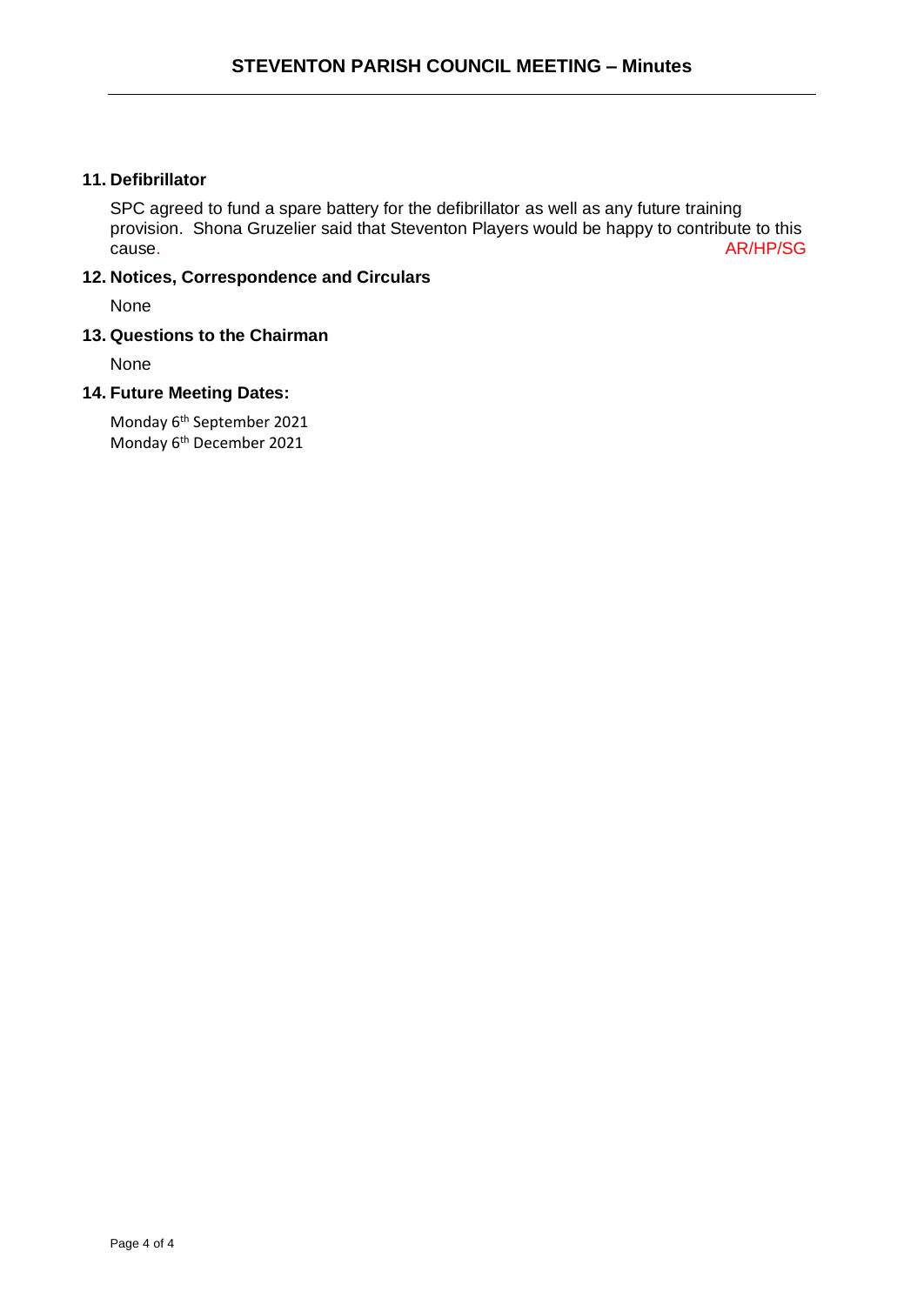### 11. Defibrillator

SPC agreed to fund a spare battery for the defibrillator as well as any future training provision. Shona Gruzelier said that Steventon Players would be happy to contribute to this cause. AR/HP/SG

### 12. Notices, Correspondence and Circulars

None

### 13. Questions to the Chairman

None

### 14. Future Meeting Dates:

Monday 6th September 2021
Monday 6th December 2021